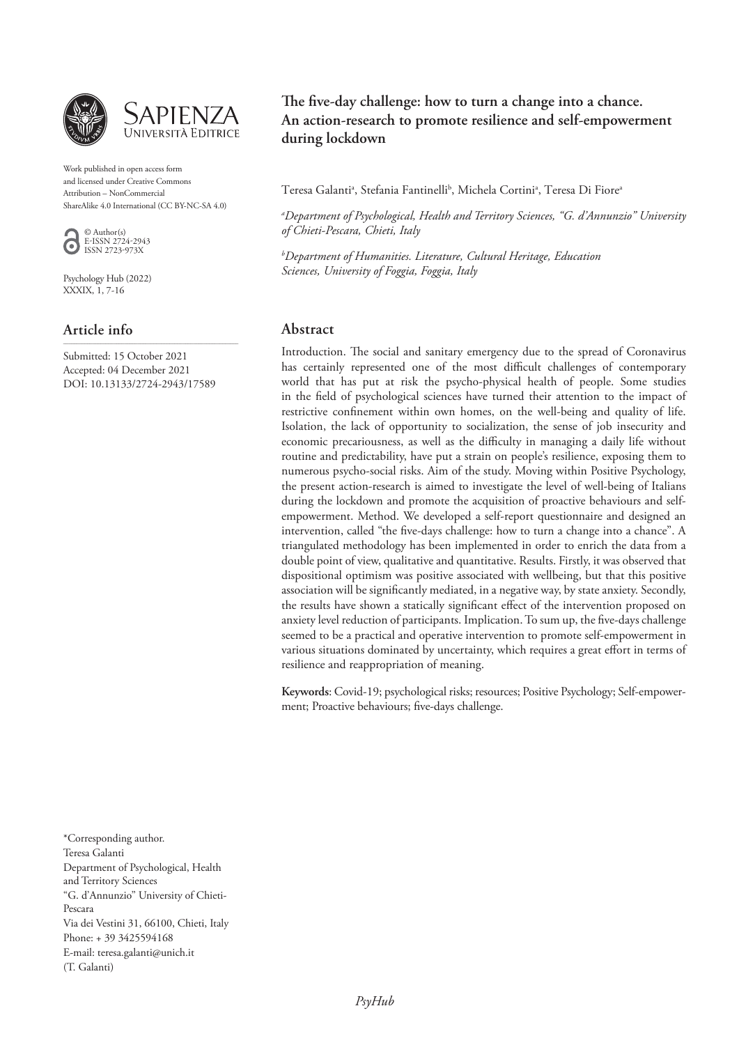Work published in open access form and licensed under Creative Commons Attribution – NonCommercial ShareAlike 4.0 International (CC BY-NC-SA 4.0)

© Author(s)
E-ISSN 2724-2943
ISSN 2723-973X

Psychology Hub (2022)
XXXIX, 1, 7-16

## Article info

Submitted: 15 October 2021
Accepted: 04 December 2021
DOI: 10.13133/2724-2943/17589

# The five-day challenge: how to turn a change into a chance. An action-research to promote resilience and self-empowerment during lockdown

Teresa Galanti[a], Stefania Fantinelli[b], Michela Cortini[a], Teresa Di Fiore[a]

[a]*Department of Psychological, Health and Territory Sciences, "G. d'Annunzio" University of Chieti-Pescara, Chieti, Italy*

[b]*Department of Humanities. Literature, Cultural Heritage, Education Sciences, University of Foggia, Foggia, Italy*

## Abstract

Introduction. The social and sanitary emergency due to the spread of Coronavirus has certainly represented one of the most difficult challenges of contemporary world that has put at risk the psycho-physical health of people. Some studies in the field of psychological sciences have turned their attention to the impact of restrictive confinement within own homes, on the well-being and quality of life. Isolation, the lack of opportunity to socialization, the sense of job insecurity and economic precariousness, as well as the difficulty in managing a daily life without routine and predictability, have put a strain on people's resilience, exposing them to numerous psycho-social risks. Aim of the study. Moving within Positive Psychology, the present action-research is aimed to investigate the level of well-being of Italians during the lockdown and promote the acquisition of proactive behaviours and self-empowerment. Method. We developed a self-report questionnaire and designed an intervention, called "the five-days challenge: how to turn a change into a chance". A triangulated methodology has been implemented in order to enrich the data from a double point of view, qualitative and quantitative. Results. Firstly, it was observed that dispositional optimism was positive associated with wellbeing, but that this positive association will be significantly mediated, in a negative way, by state anxiety. Secondly, the results have shown a statically significant effect of the intervention proposed on anxiety level reduction of participants. Implication. To sum up, the five-days challenge seemed to be a practical and operative intervention to promote self-empowerment in various situations dominated by uncertainty, which requires a great effort in terms of resilience and reappropriation of meaning.

**Keywords**: Covid-19; psychological risks; resources; Positive Psychology; Self-empowerment; Proactive behaviours; five-days challenge.

*Corresponding author.
Teresa Galanti
Department of Psychological, Health and Territory Sciences
"G. d'Annunzio" University of Chieti-Pescara
Via dei Vestini 31, 66100, Chieti, Italy
Phone: + 39 3425594168
E-mail: teresa.galanti@unich.it
(T. Galanti)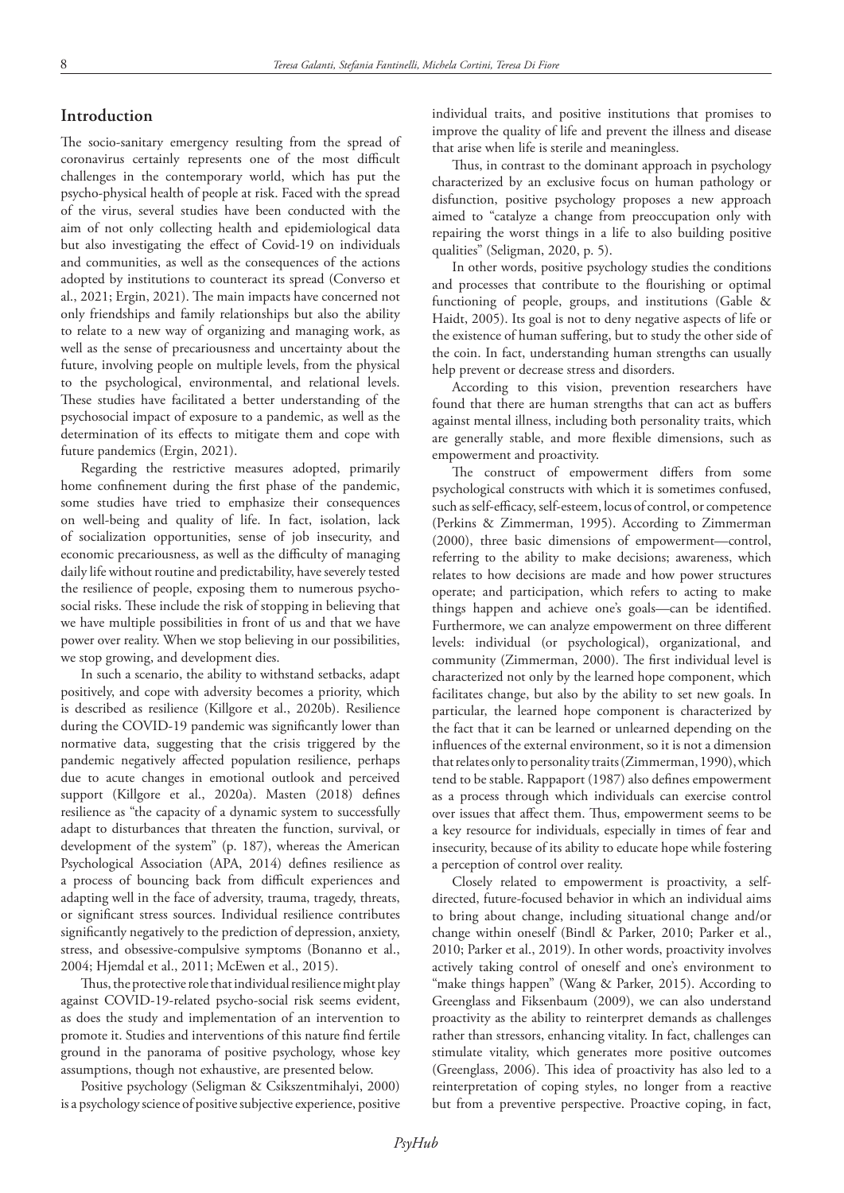## Introduction

The socio-sanitary emergency resulting from the spread of coronavirus certainly represents one of the most difficult challenges in the contemporary world, which has put the psycho-physical health of people at risk. Faced with the spread of the virus, several studies have been conducted with the aim of not only collecting health and epidemiological data but also investigating the effect of Covid-19 on individuals and communities, as well as the consequences of the actions adopted by institutions to counteract its spread (Converso et al., 2021; Ergin, 2021). The main impacts have concerned not only friendships and family relationships but also the ability to relate to a new way of organizing and managing work, as well as the sense of precariousness and uncertainty about the future, involving people on multiple levels, from the physical to the psychological, environmental, and relational levels. These studies have facilitated a better understanding of the psychosocial impact of exposure to a pandemic, as well as the determination of its effects to mitigate them and cope with future pandemics (Ergin, 2021).

Regarding the restrictive measures adopted, primarily home confinement during the first phase of the pandemic, some studies have tried to emphasize their consequences on well-being and quality of life. In fact, isolation, lack of socialization opportunities, sense of job insecurity, and economic precariousness, as well as the difficulty of managing daily life without routine and predictability, have severely tested the resilience of people, exposing them to numerous psycho-social risks. These include the risk of stopping in believing that we have multiple possibilities in front of us and that we have power over reality. When we stop believing in our possibilities, we stop growing, and development dies.

In such a scenario, the ability to withstand setbacks, adapt positively, and cope with adversity becomes a priority, which is described as resilience (Killgore et al., 2020b). Resilience during the COVID-19 pandemic was significantly lower than normative data, suggesting that the crisis triggered by the pandemic negatively affected population resilience, perhaps due to acute changes in emotional outlook and perceived support (Killgore et al., 2020a). Masten (2018) defines resilience as "the capacity of a dynamic system to successfully adapt to disturbances that threaten the function, survival, or development of the system" (p. 187), whereas the American Psychological Association (APA, 2014) defines resilience as a process of bouncing back from difficult experiences and adapting well in the face of adversity, trauma, tragedy, threats, or significant stress sources. Individual resilience contributes significantly negatively to the prediction of depression, anxiety, stress, and obsessive-compulsive symptoms (Bonanno et al., 2004; Hjemdal et al., 2011; McEwen et al., 2015).

Thus, the protective role that individual resilience might play against COVID-19-related psycho-social risks seems evident, as does the study and implementation of an intervention to promote it. Studies and interventions of this nature find fertile ground in the panorama of positive psychology, whose key assumptions, though not exhaustive, are presented below.

Positive psychology (Seligman & Csikszentmihalyi, 2000) is a psychology science of positive subjective experience, positive individual traits, and positive institutions that promises to improve the quality of life and prevent the illness and disease that arise when life is sterile and meaningless.

Thus, in contrast to the dominant approach in psychology characterized by an exclusive focus on human pathology or disfunction, positive psychology proposes a new approach aimed to "catalyze a change from preoccupation only with repairing the worst things in a life to also building positive qualities" (Seligman, 2020, p. 5).

In other words, positive psychology studies the conditions and processes that contribute to the flourishing or optimal functioning of people, groups, and institutions (Gable & Haidt, 2005). Its goal is not to deny negative aspects of life or the existence of human suffering, but to study the other side of the coin. In fact, understanding human strengths can usually help prevent or decrease stress and disorders.

According to this vision, prevention researchers have found that there are human strengths that can act as buffers against mental illness, including both personality traits, which are generally stable, and more flexible dimensions, such as empowerment and proactivity.

The construct of empowerment differs from some psychological constructs with which it is sometimes confused, such as self-efficacy, self-esteem, locus of control, or competence (Perkins & Zimmerman, 1995). According to Zimmerman (2000), three basic dimensions of empowerment—control, referring to the ability to make decisions; awareness, which relates to how decisions are made and how power structures operate; and participation, which refers to acting to make things happen and achieve one's goals—can be identified. Furthermore, we can analyze empowerment on three different levels: individual (or psychological), organizational, and community (Zimmerman, 2000). The first individual level is characterized not only by the learned hope component, which facilitates change, but also by the ability to set new goals. In particular, the learned hope component is characterized by the fact that it can be learned or unlearned depending on the influences of the external environment, so it is not a dimension that relates only to personality traits (Zimmerman, 1990), which tend to be stable. Rappaport (1987) also defines empowerment as a process through which individuals can exercise control over issues that affect them. Thus, empowerment seems to be a key resource for individuals, especially in times of fear and insecurity, because of its ability to educate hope while fostering a perception of control over reality.

Closely related to empowerment is proactivity, a self-directed, future-focused behavior in which an individual aims to bring about change, including situational change and/or change within oneself (Bindl & Parker, 2010; Parker et al., 2010; Parker et al., 2019). In other words, proactivity involves actively taking control of oneself and one's environment to "make things happen" (Wang & Parker, 2015). According to Greenglass and Fiksenbaum (2009), we can also understand proactivity as the ability to reinterpret demands as challenges rather than stressors, enhancing vitality. In fact, challenges can stimulate vitality, which generates more positive outcomes (Greenglass, 2006). This idea of proactivity has also led to a reinterpretation of coping styles, no longer from a reactive but from a preventive perspective. Proactive coping, in fact,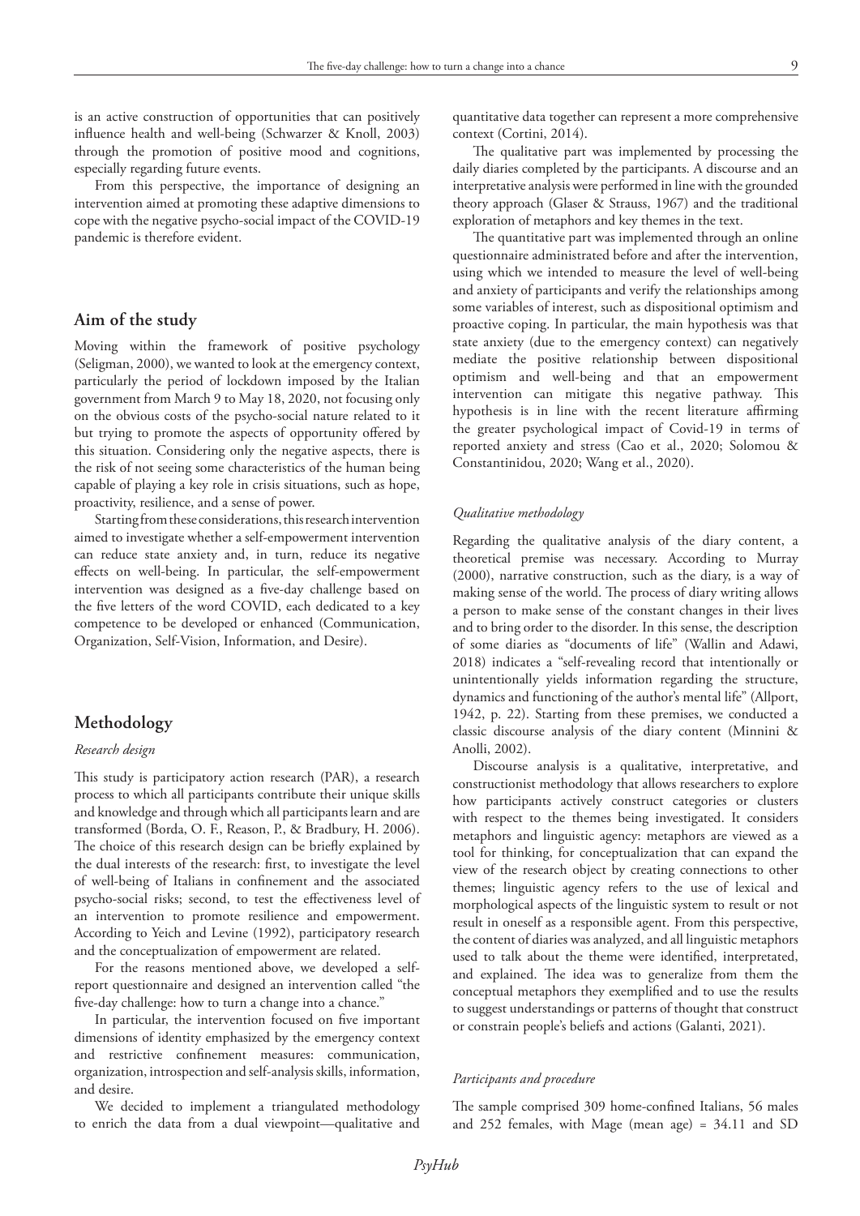is an active construction of opportunities that can positively influence health and well-being (Schwarzer & Knoll, 2003) through the promotion of positive mood and cognitions, especially regarding future events.

From this perspective, the importance of designing an intervention aimed at promoting these adaptive dimensions to cope with the negative psycho-social impact of the COVID-19 pandemic is therefore evident.

## Aim of the study

Moving within the framework of positive psychology (Seligman, 2000), we wanted to look at the emergency context, particularly the period of lockdown imposed by the Italian government from March 9 to May 18, 2020, not focusing only on the obvious costs of the psycho-social nature related to it but trying to promote the aspects of opportunity offered by this situation. Considering only the negative aspects, there is the risk of not seeing some characteristics of the human being capable of playing a key role in crisis situations, such as hope, proactivity, resilience, and a sense of power.

Starting from these considerations, this research intervention aimed to investigate whether a self-empowerment intervention can reduce state anxiety and, in turn, reduce its negative effects on well-being. In particular, the self-empowerment intervention was designed as a five-day challenge based on the five letters of the word COVID, each dedicated to a key competence to be developed or enhanced (Communication, Organization, Self-Vision, Information, and Desire).

## Methodology

### *Research design*

This study is participatory action research (PAR), a research process to which all participants contribute their unique skills and knowledge and through which all participants learn and are transformed (Borda, O. F., Reason, P., & Bradbury, H. 2006). The choice of this research design can be briefly explained by the dual interests of the research: first, to investigate the level of well-being of Italians in confinement and the associated psycho-social risks; second, to test the effectiveness level of an intervention to promote resilience and empowerment. According to Yeich and Levine (1992), participatory research and the conceptualization of empowerment are related.

For the reasons mentioned above, we developed a self-report questionnaire and designed an intervention called "the five-day challenge: how to turn a change into a chance."

In particular, the intervention focused on five important dimensions of identity emphasized by the emergency context and restrictive confinement measures: communication, organization, introspection and self-analysis skills, information, and desire.

We decided to implement a triangulated methodology to enrich the data from a dual viewpoint—qualitative and quantitative data together can represent a more comprehensive context (Cortini, 2014).

The qualitative part was implemented by processing the daily diaries completed by the participants. A discourse and an interpretative analysis were performed in line with the grounded theory approach (Glaser & Strauss, 1967) and the traditional exploration of metaphors and key themes in the text.

The quantitative part was implemented through an online questionnaire administrated before and after the intervention, using which we intended to measure the level of well-being and anxiety of participants and verify the relationships among some variables of interest, such as dispositional optimism and proactive coping. In particular, the main hypothesis was that state anxiety (due to the emergency context) can negatively mediate the positive relationship between dispositional optimism and well-being and that an empowerment intervention can mitigate this negative pathway. This hypothesis is in line with the recent literature affirming the greater psychological impact of Covid-19 in terms of reported anxiety and stress (Cao et al., 2020; Solomou & Constantinidou, 2020; Wang et al., 2020).

### *Qualitative methodology*

Regarding the qualitative analysis of the diary content, a theoretical premise was necessary. According to Murray (2000), narrative construction, such as the diary, is a way of making sense of the world. The process of diary writing allows a person to make sense of the constant changes in their lives and to bring order to the disorder. In this sense, the description of some diaries as "documents of life" (Wallin and Adawi, 2018) indicates a "self-revealing record that intentionally or unintentionally yields information regarding the structure, dynamics and functioning of the author's mental life" (Allport, 1942, p. 22). Starting from these premises, we conducted a classic discourse analysis of the diary content (Minnini & Anolli, 2002).

Discourse analysis is a qualitative, interpretative, and constructionist methodology that allows researchers to explore how participants actively construct categories or clusters with respect to the themes being investigated. It considers metaphors and linguistic agency: metaphors are viewed as a tool for thinking, for conceptualization that can expand the view of the research object by creating connections to other themes; linguistic agency refers to the use of lexical and morphological aspects of the linguistic system to result or not result in oneself as a responsible agent. From this perspective, the content of diaries was analyzed, and all linguistic metaphors used to talk about the theme were identified, interpreted, and explained. The idea was to generalize from them the conceptual metaphors they exemplified and to use the results to suggest understandings or patterns of thought that construct or constrain people's beliefs and actions (Galanti, 2021).

### *Participants and procedure*

The sample comprised 309 home-confined Italians, 56 males and 252 females, with Mage (mean age) = 34.11 and SD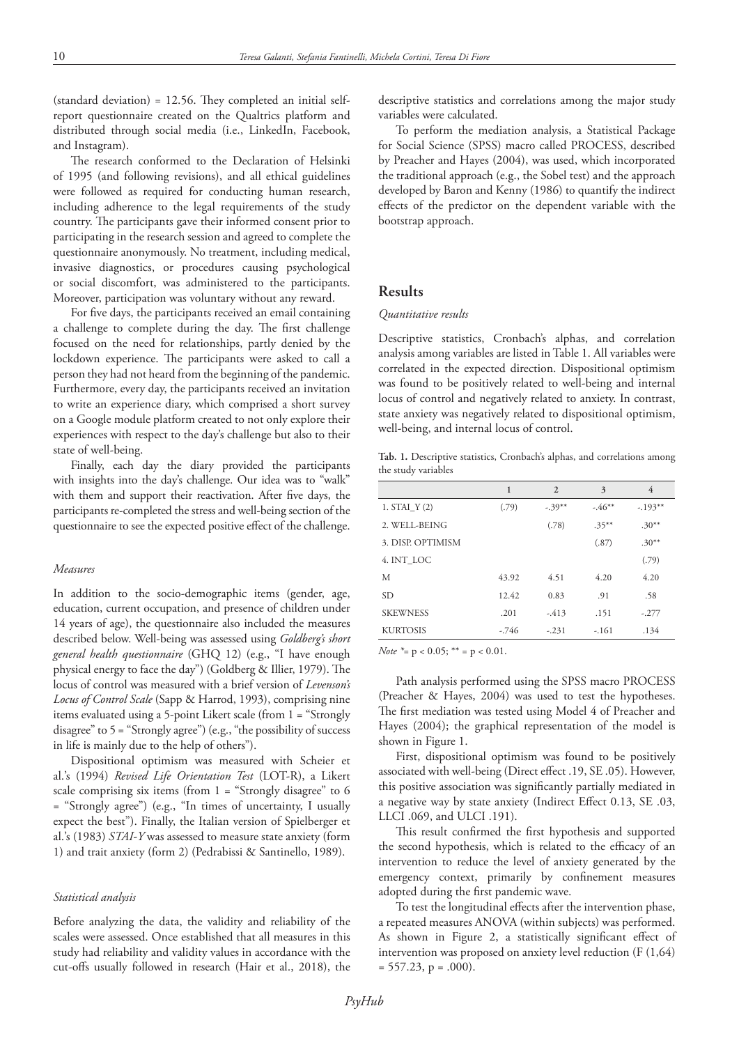(standard deviation) = 12.56. They completed an initial self-report questionnaire created on the Qualtrics platform and distributed through social media (i.e., LinkedIn, Facebook, and Instagram).

The research conformed to the Declaration of Helsinki of 1995 (and following revisions), and all ethical guidelines were followed as required for conducting human research, including adherence to the legal requirements of the study country. The participants gave their informed consent prior to participating in the research session and agreed to complete the questionnaire anonymously. No treatment, including medical, invasive diagnostics, or procedures causing psychological or social discomfort, was administered to the participants. Moreover, participation was voluntary without any reward.

For five days, the participants received an email containing a challenge to complete during the day. The first challenge focused on the need for relationships, partly denied by the lockdown experience. The participants were asked to call a person they had not heard from the beginning of the pandemic. Furthermore, every day, the participants received an invitation to write an experience diary, which comprised a short survey on a Google module platform created to not only explore their experiences with respect to the day's challenge but also to their state of well-being.

Finally, each day the diary provided the participants with insights into the day's challenge. Our idea was to "walk" with them and support their reactivation. After five days, the participants re-completed the stress and well-being section of the questionnaire to see the expected positive effect of the challenge.

### *Measures*

In addition to the socio-demographic items (gender, age, education, current occupation, and presence of children under 14 years of age), the questionnaire also included the measures described below. Well-being was assessed using *Goldberg's short general health questionnaire* (GHQ 12) (e.g., "I have enough physical energy to face the day") (Goldberg & Illier, 1979). The locus of control was measured with a brief version of *Levenson's Locus of Control Scale* (Sapp & Harrod, 1993), comprising nine items evaluated using a 5-point Likert scale (from 1 = "Strongly disagree" to 5 = "Strongly agree") (e.g., "the possibility of success in life is mainly due to the help of others").

Dispositional optimism was measured with Scheier et al.'s (1994) *Revised Life Orientation Test* (LOT-R), a Likert scale comprising six items (from 1 = "Strongly disagree" to 6 = "Strongly agree") (e.g., "In times of uncertainty, I usually expect the best"). Finally, the Italian version of Spielberger et al.'s (1983) *STAI-Y* was assessed to measure state anxiety (form 1) and trait anxiety (form 2) (Pedrabissi & Santinello, 1989).

### *Statistical analysis*

Before analyzing the data, the validity and reliability of the scales were assessed. Once established that all measures in this study had reliability and validity values in accordance with the cut-offs usually followed in research (Hair et al., 2018), the descriptive statistics and correlations among the major study variables were calculated.

To perform the mediation analysis, a Statistical Package for Social Science (SPSS) macro called PROCESS, described by Preacher and Hayes (2004), was used, which incorporated the traditional approach (e.g., the Sobel test) and the approach developed by Baron and Kenny (1986) to quantify the indirect effects of the predictor on the dependent variable with the bootstrap approach.

## Results

### *Quantitative results*

Descriptive statistics, Cronbach's alphas, and correlation analysis among variables are listed in Table 1. All variables were correlated in the expected direction. Dispositional optimism was found to be positively related to well-being and internal locus of control and negatively related to anxiety. In contrast, state anxiety was negatively related to dispositional optimism, well-being, and internal locus of control.

**Tab. 1.** Descriptive statistics, Cronbach's alphas, and correlations among the study variables

| | 1 | 2 | 3 | 4 |
|---|---|---|---|---|
| 1. STAI_Y (2) | (.79) | -.39** | -.46** | -.193** |
| 2. WELL-BEING | | (.78) | .35** | .30** |
| 3. DISP. OPTIMISM | | | (.87) | .30** |
| 4. INT_LOC | | | | (.79) |
| M | 43.92 | 4.51 | 4.20 | 4.20 |
| SD | 12.42 | 0.83 | .91 | .58 |
| SKEWNESS | .201 | -.413 | .151 | -.277 |
| KURTOSIS | -.746 | -.231 | -.161 | .134 |

*Note* * = $p < 0.05$; ** = $p < 0.01$.

Path analysis performed using the SPSS macro PROCESS (Preacher & Hayes, 2004) was used to test the hypotheses. The first mediation was tested using Model 4 of Preacher and Hayes (2004); the graphical representation of the model is shown in Figure 1.

First, dispositional optimism was found to be positively associated with well-being (Direct effect .19, SE .05). However, this positive association was significantly partially mediated in a negative way by state anxiety (Indirect Effect 0.13, SE .03, LLCI .069, and ULCI .191).

This result confirmed the first hypothesis and supported the second hypothesis, which is related to the efficacy of an intervention to reduce the level of anxiety generated by the emergency context, primarily by confinement measures adopted during the first pandemic wave.

To test the longitudinal effects after the intervention phase, a repeated measures ANOVA (within subjects) was performed. As shown in Figure 2, a statistically significant effect of intervention was proposed on anxiety level reduction ($F(1,64) = 557.23$, $p = .000$).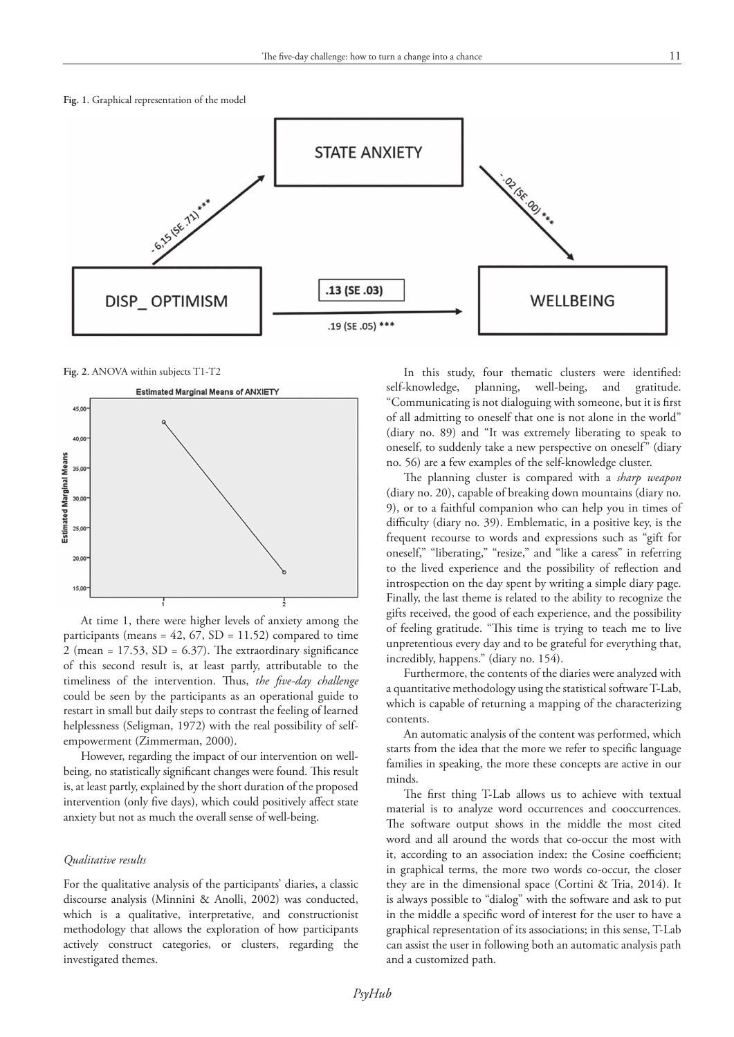**Fig. 1**. Graphical representation of the model

**Fig. 2**. ANOVA within subjects T1-T2

At time 1, there were higher levels of anxiety among the participants (means = 42, 67, SD = 11.52) compared to time 2 (mean = 17.53, SD = 6.37). The extraordinary significance of this second result is, at least partly, attributable to the timeliness of the intervention. Thus, *the five-day challenge* could be seen by the participants as an operational guide to restart in small but daily steps to contrast the feeling of learned helplessness (Seligman, 1972) with the real possibility of self-empowerment (Zimmerman, 2000).

However, regarding the impact of our intervention on well-being, no statistically significant changes were found. This result is, at least partly, explained by the short duration of the proposed intervention (only five days), which could positively affect state anxiety but not as much the overall sense of well-being.

### *Qualitative results*

For the qualitative analysis of the participants' diaries, a classic discourse analysis (Minnini & Anolli, 2002) was conducted, which is a qualitative, interpretative, and constructionist methodology that allows the exploration of how participants actively construct categories, or clusters, regarding the investigated themes.

In this study, four thematic clusters were identified: self-knowledge, planning, well-being, and gratitude. "Communicating is not dialoguing with someone, but it is first of all admitting to oneself that one is not alone in the world" (diary no. 89) and "It was extremely liberating to speak to oneself, to suddenly take a new perspective on oneself" (diary no. 56) are a few examples of the self-knowledge cluster.

The planning cluster is compared with a *sharp weapon* (diary no. 20), capable of breaking down mountains (diary no. 9), or to a faithful companion who can help you in times of difficulty (diary no. 39). Emblematic, in a positive key, is the frequent recourse to words and expressions such as "gift for oneself," "liberating," "resize," and "like a caress" in referring to the lived experience and the possibility of reflection and introspection on the day spent by writing a simple diary page. Finally, the last theme is related to the ability to recognize the gifts received, the good of each experience, and the possibility of feeling gratitude. "This time is trying to teach me to live unpretentious every day and to be grateful for everything that, incredibly, happens." (diary no. 154).

Furthermore, the contents of the diaries were analyzed with a quantitative methodology using the statistical software T-Lab, which is capable of returning a mapping of the characterizing contents.

An automatic analysis of the content was performed, which starts from the idea that the more we refer to specific language families in speaking, the more these concepts are active in our minds.

The first thing T-Lab allows us to achieve with textual material is to analyze word occurrences and cooccurrences. The software output shows in the middle the most cited word and all around the words that co-occur the most with it, according to an association index: the Cosine coefficient; in graphical terms, the more two words co-occur, the closer they are in the dimensional space (Cortini & Tria, 2014). It is always possible to "dialog" with the software and ask to put in the middle a specific word of interest for the user to have a graphical representation of its associations; in this sense, T-Lab can assist the user in following both an automatic analysis path and a customized path.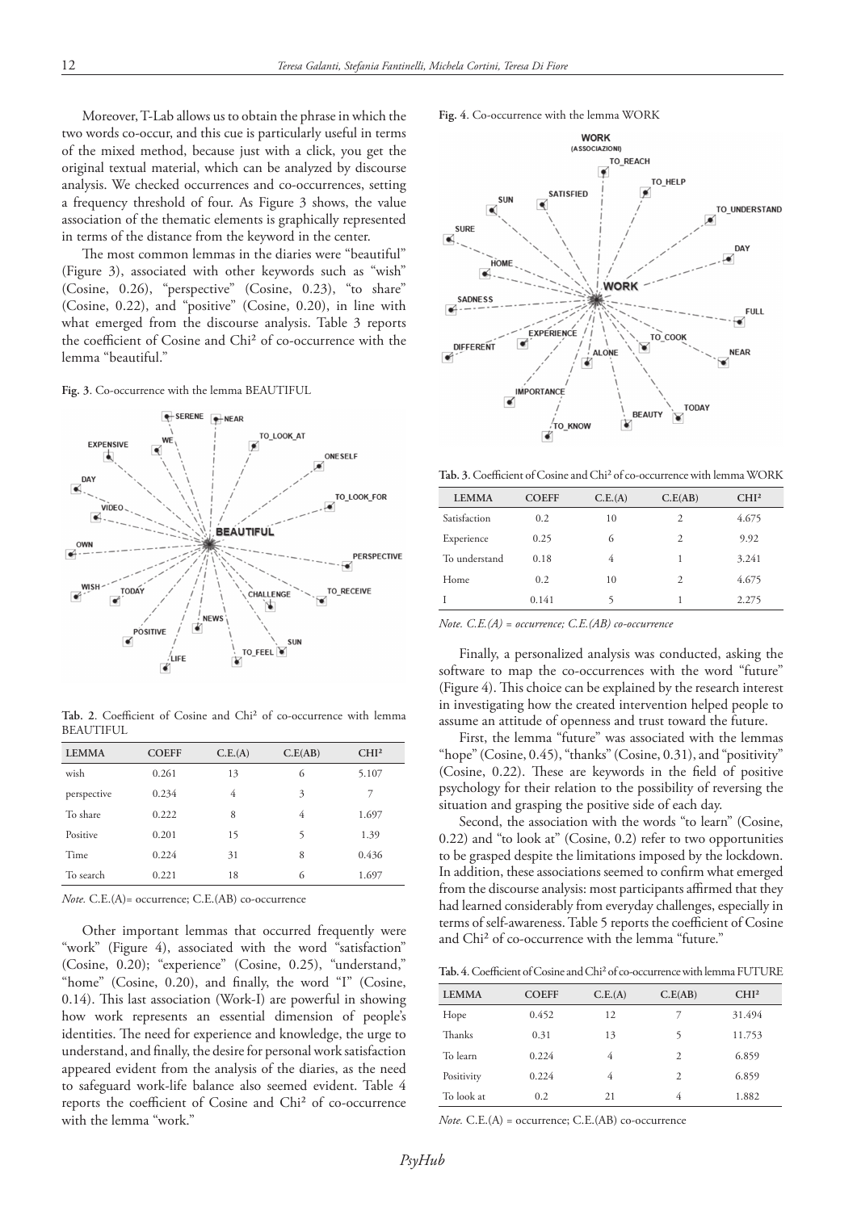Moreover, T-Lab allows us to obtain the phrase in which the two words co-occur, and this cue is particularly useful in terms of the mixed method, because just with a click, you get the original textual material, which can be analyzed by discourse analysis. We checked occurrences and co-occurrences, setting a frequency threshold of four. As Figure 3 shows, the value association of the thematic elements is graphically represented in terms of the distance from the keyword in the center.

The most common lemmas in the diaries were "beautiful" (Figure 3), associated with other keywords such as "wish" (Cosine, 0.26), "perspective" (Cosine, 0.23), "to share" (Cosine, 0.22), and "positive" (Cosine, 0.20), in line with what emerged from the discourse analysis. Table 3 reports the coefficient of Cosine and Chi² of co-occurrence with the lemma "beautiful."

**Fig. 3**. Co-occurrence with the lemma BEAUTIFUL

**Tab. 2**. Coefficient of Cosine and Chi² of co-occurrence with lemma BEAUTIFUL

| LEMMA | COEFF | C.E.(A) | C.E(AB) | CHI² |
|---|---|---|---|---|
| wish | 0.261 | 13 | 6 | 5.107 |
| perspective | 0.234 | 4 | 3 | 7 |
| To share | 0.222 | 8 | 4 | 1.697 |
| Positive | 0.201 | 15 | 5 | 1.39 |
| Time | 0.224 | 31 | 8 | 0.436 |
| To search | 0.221 | 18 | 6 | 1.697 |

*Note.* C.E.(A)= occurrence; C.E.(AB) co-occurrence

Other important lemmas that occurred frequently were "work" (Figure 4), associated with the word "satisfaction" (Cosine, 0.20); "experience" (Cosine, 0.25), "understand," "home" (Cosine, 0.20), and finally, the word "I" (Cosine, 0.14). This last association (Work-I) are powerful in showing how work represents an essential dimension of people's identities. The need for experience and knowledge, the urge to understand, and finally, the desire for personal work satisfaction appeared evident from the analysis of the diaries, as the need to safeguard work-life balance also seemed evident. Table 4 reports the coefficient of Cosine and Chi² of co-occurrence with the lemma "work."

**Fig. 4**. Co-occurrence with the lemma WORK

**Tab. 3**. Coefficient of Cosine and Chi² of co-occurrence with lemma WORK

| LEMMA | COEFF | C.E.(A) | C.E(AB) | CHI² |
|---|---|---|---|---|
| Satisfaction | 0.2 | 10 | 2 | 4.675 |
| Experience | 0.25 | 6 | 2 | 9.92 |
| To understand | 0.18 | 4 | 1 | 3.241 |
| Home | 0.2 | 10 | 2 | 4.675 |
| I | 0.141 | 5 | 1 | 2.275 |

*Note. C.E.(A) = occurrence; C.E.(AB) co-occurrence*

Finally, a personalized analysis was conducted, asking the software to map the co-occurrences with the word "future" (Figure 4). This choice can be explained by the research interest in investigating how the created intervention helped people to assume an attitude of openness and trust toward the future.

First, the lemma "future" was associated with the lemmas "hope" (Cosine, 0.45), "thanks" (Cosine, 0.31), and "positivity" (Cosine, 0.22). These are keywords in the field of positive psychology for their relation to the possibility of reversing the situation and grasping the positive side of each day.

Second, the association with the words "to learn" (Cosine, 0.22) and "to look at" (Cosine, 0.2) refer to two opportunities to be grasped despite the limitations imposed by the lockdown. In addition, these associations seemed to confirm what emerged from the discourse analysis: most participants affirmed that they had learned considerably from everyday challenges, especially in terms of self-awareness. Table 5 reports the coefficient of Cosine and Chi² of co-occurrence with the lemma "future."

**Tab. 4**. Coefficient of Cosine and Chi² of co-occurrence with lemma FUTURE

| LEMMA | COEFF | C.E.(A) | C.E(AB) | CHI² |
|---|---|---|---|---|
| Hope | 0.452 | 12 | 7 | 31.494 |
| Thanks | 0.31 | 13 | 5 | 11.753 |
| To learn | 0.224 | 4 | 2 | 6.859 |
| Positivity | 0.224 | 4 | 2 | 6.859 |
| To look at | 0.2 | 21 | 4 | 1.882 |

*Note.* C.E.(A) = occurrence; C.E.(AB) co-occurrence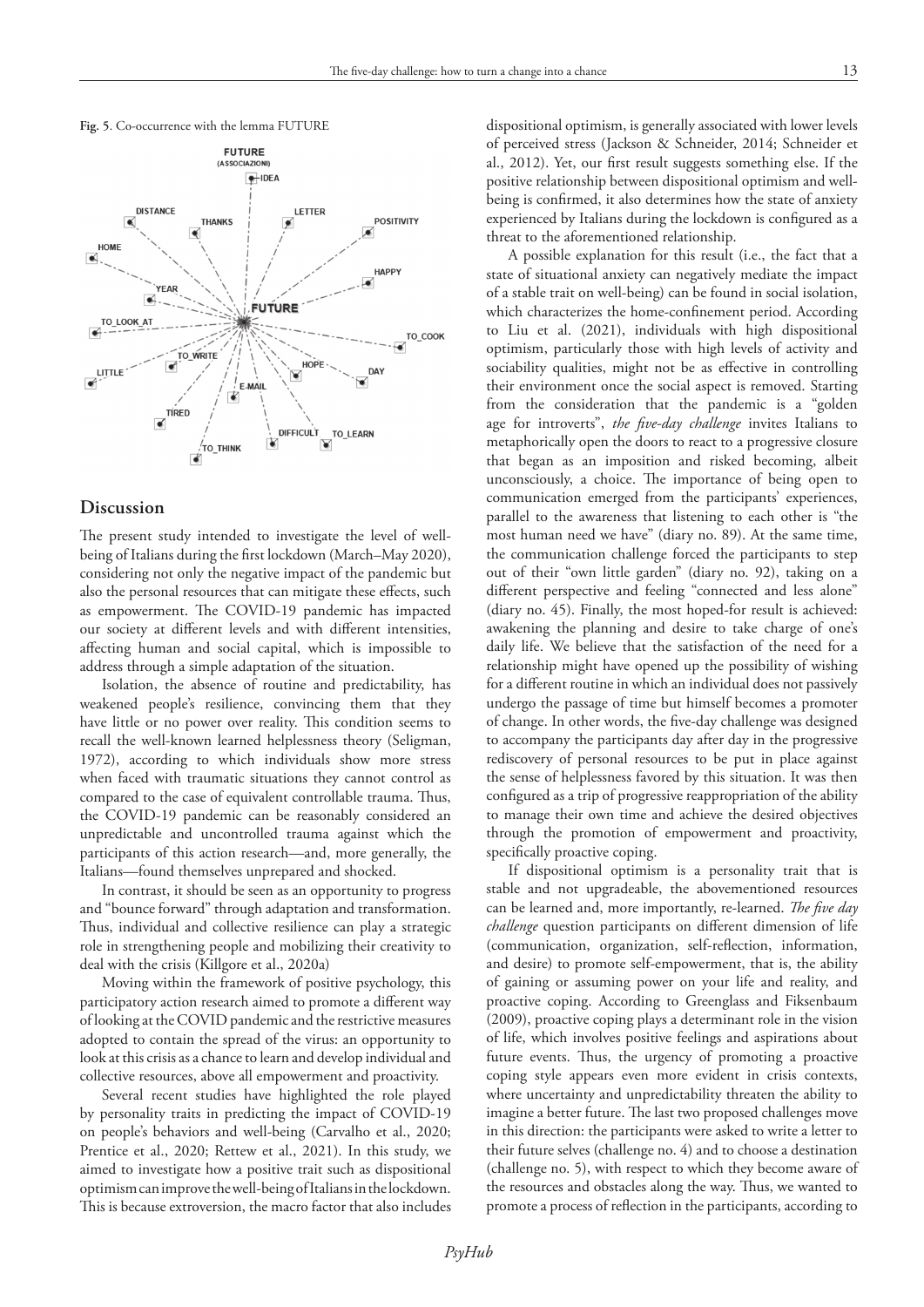**Fig. 5**. Co-occurrence with the lemma FUTURE

## Discussion

The present study intended to investigate the level of well-being of Italians during the first lockdown (March–May 2020), considering not only the negative impact of the pandemic but also the personal resources that can mitigate these effects, such as empowerment. The COVID-19 pandemic has impacted our society at different levels and with different intensities, affecting human and social capital, which is impossible to address through a simple adaptation of the situation.

Isolation, the absence of routine and predictability, has weakened people's resilience, convincing them that they have little or no power over reality. This condition seems to recall the well-known learned helplessness theory (Seligman, 1972), according to which individuals show more stress when faced with traumatic situations they cannot control as compared to the case of equivalent controllable trauma. Thus, the COVID-19 pandemic can be reasonably considered an unpredictable and uncontrolled trauma against which the participants of this action research—and, more generally, the Italians—found themselves unprepared and shocked.

In contrast, it should be seen as an opportunity to progress and "bounce forward" through adaptation and transformation. Thus, individual and collective resilience can play a strategic role in strengthening people and mobilizing their creativity to deal with the crisis (Killgore et al., 2020a)

Moving within the framework of positive psychology, this participatory action research aimed to promote a different way of looking at the COVID pandemic and the restrictive measures adopted to contain the spread of the virus: an opportunity to look at this crisis as a chance to learn and develop individual and collective resources, above all empowerment and proactivity.

Several recent studies have highlighted the role played by personality traits in predicting the impact of COVID-19 on people's behaviors and well-being (Carvalho et al., 2020; Prentice et al., 2020; Rettew et al., 2021). In this study, we aimed to investigate how a positive trait such as dispositional optimism can improve the well-being of Italians in the lockdown. This is because extroversion, the macro factor that also includes dispositional optimism, is generally associated with lower levels of perceived stress (Jackson & Schneider, 2014; Schneider et al., 2012). Yet, our first result suggests something else. If the positive relationship between dispositional optimism and well-being is confirmed, it also determines how the state of anxiety experienced by Italians during the lockdown is configured as a threat to the aforementioned relationship.

A possible explanation for this result (i.e., the fact that a state of situational anxiety can negatively mediate the impact of a stable trait on well-being) can be found in social isolation, which characterizes the home-confinement period. According to Liu et al. (2021), individuals with high dispositional optimism, particularly those with high levels of activity and sociability qualities, might not be as effective in controlling their environment once the social aspect is removed. Starting from the consideration that the pandemic is a "golden age for introverts", *the five-day challenge* invites Italians to metaphorically open the doors to react to a progressive closure that began as an imposition and risked becoming, albeit unconsciously, a choice. The importance of being open to communication emerged from the participants' experiences, parallel to the awareness that listening to each other is "the most human need we have" (diary no. 89). At the same time, the communication challenge forced the participants to step out of their "own little garden" (diary no. 92), taking on a different perspective and feeling "connected and less alone" (diary no. 45). Finally, the most hoped-for result is achieved: awakening the planning and desire to take charge of one's daily life. We believe that the satisfaction of the need for a relationship might have opened up the possibility of wishing for a different routine in which an individual does not passively undergo the passage of time but himself becomes a promoter of change. In other words, the five-day challenge was designed to accompany the participants day after day in the progressive rediscovery of personal resources to be put in place against the sense of helplessness favored by this situation. It was then configured as a trip of progressive reappropriation of the ability to manage their own time and achieve the desired objectives through the promotion of empowerment and proactivity, specifically proactive coping.

If dispositional optimism is a personality trait that is stable and not upgradeable, the abovementioned resources can be learned and, more importantly, re-learned. *The five day challenge* question participants on different dimension of life (communication, organization, self-reflection, information, and desire) to promote self-empowerment, that is, the ability of gaining or assuming power on your life and reality, and proactive coping. According to Greenglass and Fiksenbaum (2009), proactive coping plays a determinant role in the vision of life, which involves positive feelings and aspirations about future events. Thus, the urgency of promoting a proactive coping style appears even more evident in crisis contexts, where uncertainty and unpredictability threaten the ability to imagine a better future. The last two proposed challenges move in this direction: the participants were asked to write a letter to their future selves (challenge no. 4) and to choose a destination (challenge no. 5), with respect to which they become aware of the resources and obstacles along the way. Thus, we wanted to promote a process of reflection in the participants, according to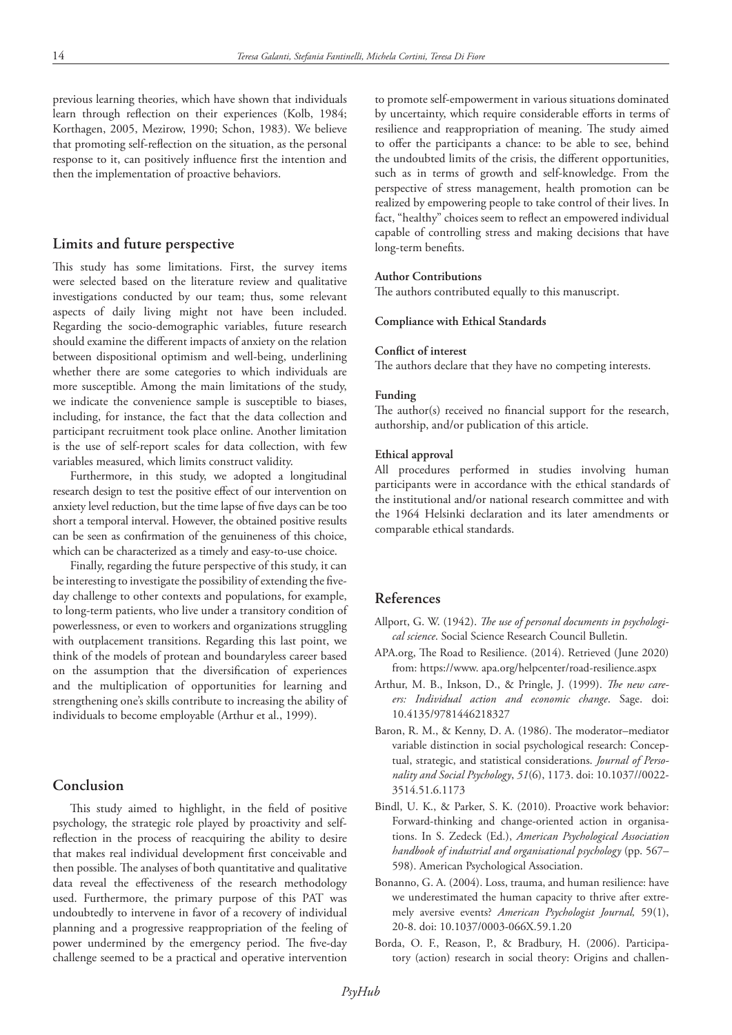previous learning theories, which have shown that individuals learn through reflection on their experiences (Kolb, 1984; Korthagen, 2005, Mezirow, 1990; Schon, 1983). We believe that promoting self-reflection on the situation, as the personal response to it, can positively influence first the intention and then the implementation of proactive behaviors.

## Limits and future perspective

This study has some limitations. First, the survey items were selected based on the literature review and qualitative investigations conducted by our team; thus, some relevant aspects of daily living might not have been included. Regarding the socio-demographic variables, future research should examine the different impacts of anxiety on the relation between dispositional optimism and well-being, underlining whether there are some categories to which individuals are more susceptible. Among the main limitations of the study, we indicate the convenience sample is susceptible to biases, including, for instance, the fact that the data collection and participant recruitment took place online. Another limitation is the use of self-report scales for data collection, with few variables measured, which limits construct validity.

Furthermore, in this study, we adopted a longitudinal research design to test the positive effect of our intervention on anxiety level reduction, but the time lapse of five days can be too short a temporal interval. However, the obtained positive results can be seen as confirmation of the genuineness of this choice, which can be characterized as a timely and easy-to-use choice.

Finally, regarding the future perspective of this study, it can be interesting to investigate the possibility of extending the five-day challenge to other contexts and populations, for example, to long-term patients, who live under a transitory condition of powerlessness, or even to workers and organizations struggling with outplacement transitions. Regarding this last point, we think of the models of protean and boundaryless career based on the assumption that the diversification of experiences and the multiplication of opportunities for learning and strengthening one's skills contribute to increasing the ability of individuals to become employable (Arthur et al., 1999).

## Conclusion

This study aimed to highlight, in the field of positive psychology, the strategic role played by proactivity and self-reflection in the process of reacquiring the ability to desire that makes real individual development first conceivable and then possible. The analyses of both quantitative and qualitative data reveal the effectiveness of the research methodology used. Furthermore, the primary purpose of this PAT was undoubtedly to intervene in favor of a recovery of individual planning and a progressive reappropriation of the feeling of power undermined by the emergency period. The five-day challenge seemed to be a practical and operative intervention to promote self-empowerment in various situations dominated by uncertainty, which require considerable efforts in terms of resilience and reappropriation of meaning. The study aimed to offer the participants a chance: to be able to see, behind the undoubted limits of the crisis, the different opportunities, such as in terms of growth and self-knowledge. From the perspective of stress management, health promotion can be realized by empowering people to take control of their lives. In fact, "healthy" choices seem to reflect an empowered individual capable of controlling stress and making decisions that have long-term benefits.

**Author Contributions**

The authors contributed equally to this manuscript.

**Compliance with Ethical Standards**

**Conflict of interest**

The authors declare that they have no competing interests.

**Funding**

The author(s) received no financial support for the research, authorship, and/or publication of this article.

**Ethical approval**

All procedures performed in studies involving human participants were in accordance with the ethical standards of the institutional and/or national research committee and with the 1964 Helsinki declaration and its later amendments or comparable ethical standards.

## References

Allport, G. W. (1942). *The use of personal documents in psychological science*. Social Science Research Council Bulletin.

APA.org, The Road to Resilience. (2014). Retrieved (June 2020) from: https://www. apa.org/helpcenter/road-resilience.aspx

Arthur, M. B., Inkson, D., & Pringle, J. (1999). *The new careers: Individual action and economic change*. Sage. doi: 10.4135/9781446218327

Baron, R. M., & Kenny, D. A. (1986). The moderator–mediator variable distinction in social psychological research: Conceptual, strategic, and statistical considerations. *Journal of Personality and Social Psychology*, *51*(6), 1173. doi: 10.1037//0022-3514.51.6.1173

Bindl, U. K., & Parker, S. K. (2010). Proactive work behavior: Forward-thinking and change-oriented action in organisations. In S. Zedeck (Ed.), *American Psychological Association handbook of industrial and organisational psychology* (pp. 567–598). American Psychological Association.

Bonanno, G. A. (2004). Loss, trauma, and human resilience: have we underestimated the human capacity to thrive after extremely aversive events? *American Psychologist Journal,* 59(1), 20-8. doi: 10.1037/0003-066X.59.1.20

Borda, O. F., Reason, P., & Bradbury, H. (2006). Participatory (action) research in social theory: Origins and challen-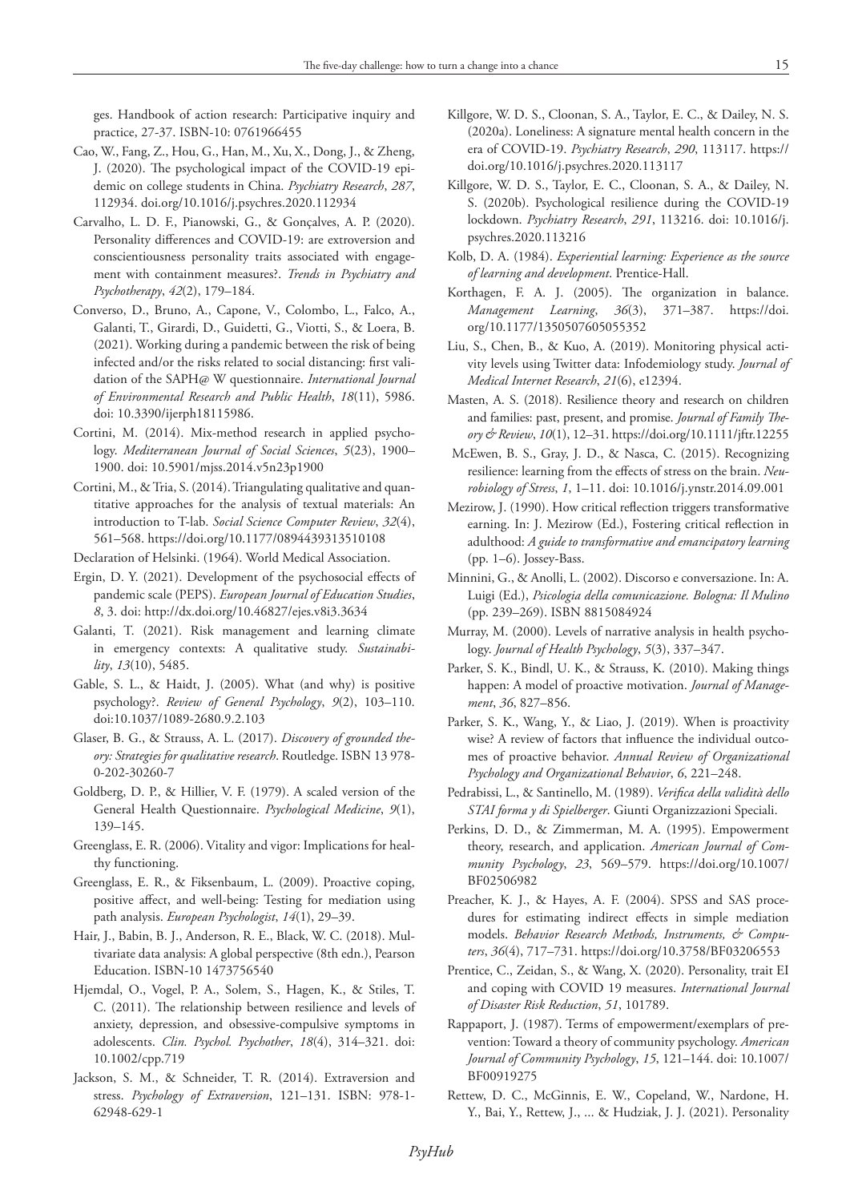ges. Handbook of action research: Participative inquiry and practice, 27-37. ISBN-10: 0761966455

Cao, W., Fang, Z., Hou, G., Han, M., Xu, X., Dong, J., & Zheng, J. (2020). The psychological impact of the COVID-19 epidemic on college students in China. *Psychiatry Research*, *287*, 112934. doi.org/10.1016/j.psychres.2020.112934

Carvalho, L. D. F., Pianowski, G., & Gonçalves, A. P. (2020). Personality differences and COVID-19: are extroversion and conscientiousness personality traits associated with engagement with containment measures?. *Trends in Psychiatry and Psychotherapy*, *42*(2), 179–184.

Converso, D., Bruno, A., Capone, V., Colombo, L., Falco, A., Galanti, T., Girardi, D., Guidetti, G., Viotti, S., & Loera, B. (2021). Working during a pandemic between the risk of being infected and/or the risks related to social distancing: first validation of the SAPH@ W questionnaire. *International Journal of Environmental Research and Public Health*, *18*(11), 5986. doi: 10.3390/ijerph18115986.

Cortini, M. (2014). Mix-method research in applied psychology. *Mediterranean Journal of Social Sciences*, *5*(23), 1900–1900. doi: 10.5901/mjss.2014.v5n23p1900

Cortini, M., & Tria, S. (2014). Triangulating qualitative and quantitative approaches for the analysis of textual materials: An introduction to T-lab. *Social Science Computer Review*, *32*(4), 561–568. https://doi.org/10.1177/0894439313510108

Declaration of Helsinki. (1964). World Medical Association.

Ergin, D. Y. (2021). Development of the psychosocial effects of pandemic scale (PEPS). *European Journal of Education Studies*, *8*, 3. doi: http://dx.doi.org/10.46827/ejes.v8i3.3634

Galanti, T. (2021). Risk management and learning climate in emergency contexts: A qualitative study. *Sustainability*, *13*(10), 5485.

Gable, S. L., & Haidt, J. (2005). What (and why) is positive psychology?. *Review of General Psychology*, *9*(2), 103–110. doi:10.1037/1089-2680.9.2.103

Glaser, B. G., & Strauss, A. L. (2017). *Discovery of grounded theory: Strategies for qualitative research*. Routledge. ISBN 13 978-0-202-30260-7

Goldberg, D. P., & Hillier, V. F. (1979). A scaled version of the General Health Questionnaire. *Psychological Medicine*, *9*(1), 139–145.

Greenglass, E. R. (2006). Vitality and vigor: Implications for healthy functioning.

Greenglass, E. R., & Fiksenbaum, L. (2009). Proactive coping, positive affect, and well-being: Testing for mediation using path analysis. *European Psychologist*, *14*(1), 29–39.

Hair, J., Babin, B. J., Anderson, R. E., Black, W. C. (2018). Multivariate data analysis: A global perspective (8th edn.), Pearson Education. ISBN-10 1473756540

Hjemdal, O., Vogel, P. A., Solem, S., Hagen, K., & Stiles, T. C. (2011). The relationship between resilience and levels of anxiety, depression, and obsessive-compulsive symptoms in adolescents. *Clin. Psychol. Psychother*, *18*(4), 314–321. doi: 10.1002/cpp.719

Jackson, S. M., & Schneider, T. R. (2014). Extraversion and stress. *Psychology of Extraversion*, 121–131. ISBN: 978-1-62948-629-1

Killgore, W. D. S., Cloonan, S. A., Taylor, E. C., & Dailey, N. S. (2020a). Loneliness: A signature mental health concern in the era of COVID-19. *Psychiatry Research*, *290*, 113117. https://doi.org/10.1016/j.psychres.2020.113117

Killgore, W. D. S., Taylor, E. C., Cloonan, S. A., & Dailey, N. S. (2020b). Psychological resilience during the COVID-19 lockdown. *Psychiatry Research*, *291*, 113216. doi: 10.1016/j.psychres.2020.113216

Kolb, D. A. (1984). *Experiential learning: Experience as the source of learning and development*. Prentice-Hall.

Korthagen, F. A. J. (2005). The organization in balance. *Management Learning*, *36*(3), 371–387. https://doi.org/10.1177/1350507605055352

Liu, S., Chen, B., & Kuo, A. (2019). Monitoring physical activity levels using Twitter data: Infodemiology study. *Journal of Medical Internet Research*, *21*(6), e12394.

Masten, A. S. (2018). Resilience theory and research on children and families: past, present, and promise. *Journal of Family Theory & Review*, *10*(1), 12–31. https://doi.org/10.1111/jftr.12255

McEwen, B. S., Gray, J. D., & Nasca, C. (2015). Recognizing resilience: learning from the effects of stress on the brain. *Neurobiology of Stress*, *1*, 1–11. doi: 10.1016/j.ynstr.2014.09.001

Mezirow, J. (1990). How critical reflection triggers transformative earning. In: J. Mezirow (Ed.), Fostering critical reflection in adulthood: *A guide to transformative and emancipatory learning* (pp. 1–6). Jossey-Bass.

Minnini, G., & Anolli, L. (2002). Discorso e conversazione. In: A. Luigi (Ed.), *Psicologia della comunicazione. Bologna: Il Mulino* (pp. 239–269). ISBN 8815084924

Murray, M. (2000). Levels of narrative analysis in health psychology. *Journal of Health Psychology*, *5*(3), 337–347.

Parker, S. K., Bindl, U. K., & Strauss, K. (2010). Making things happen: A model of proactive motivation. *Journal of Management*, *36*, 827–856.

Parker, S. K., Wang, Y., & Liao, J. (2019). When is proactivity wise? A review of factors that influence the individual outcomes of proactive behavior. *Annual Review of Organizational Psychology and Organizational Behavior*, *6*, 221–248.

Pedrabissi, L., & Santinello, M. (1989). *Verifica della validità dello STAI forma y di Spielberger*. Giunti Organizzazioni Speciali.

Perkins, D. D., & Zimmerman, M. A. (1995). Empowerment theory, research, and application. *American Journal of Community Psychology*, *23*, 569–579. https://doi.org/10.1007/BF02506982

Preacher, K. J., & Hayes, A. F. (2004). SPSS and SAS procedures for estimating indirect effects in simple mediation models. *Behavior Research Methods, Instruments, & Computers*, *36*(4), 717–731. https://doi.org/10.3758/BF03206553

Prentice, C., Zeidan, S., & Wang, X. (2020). Personality, trait EI and coping with COVID 19 measures. *International Journal of Disaster Risk Reduction*, *51*, 101789.

Rappaport, J. (1987). Terms of empowerment/exemplars of prevention: Toward a theory of community psychology. *American Journal of Community Psychology*, *15*, 121–144. doi: 10.1007/BF00919275

Rettew, D. C., McGinnis, E. W., Copeland, W., Nardone, H. Y., Bai, Y., Rettew, J., ... & Hudziak, J. J. (2021). Personality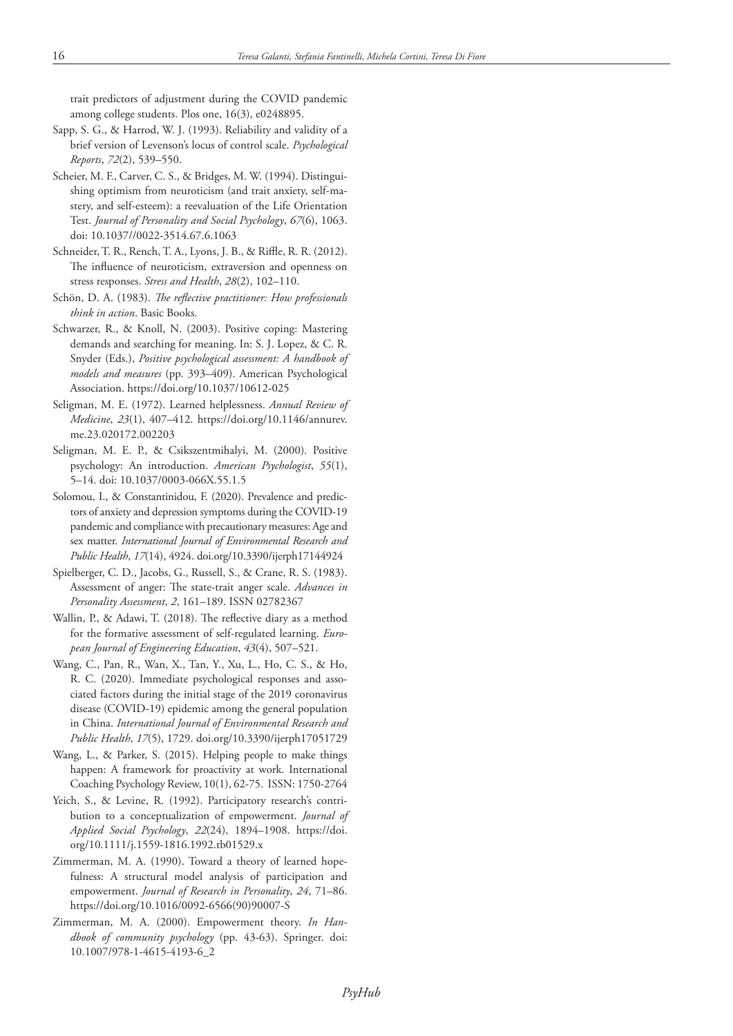trait predictors of adjustment during the COVID pandemic among college students. Plos one, 16(3), e0248895.

Sapp, S. G., & Harrod, W. J. (1993). Reliability and validity of a brief version of Levenson's locus of control scale. *Psychological Reports*, *72*(2), 539–550.

Scheier, M. F., Carver, C. S., & Bridges, M. W. (1994). Distinguishing optimism from neuroticism (and trait anxiety, self-mastery, and self-esteem): a reevaluation of the Life Orientation Test. *Journal of Personality and Social Psychology*, *67*(6), 1063. doi: 10.1037//0022-3514.67.6.1063

Schneider, T. R., Rench, T. A., Lyons, J. B., & Riffle, R. R. (2012). The influence of neuroticism, extraversion and openness on stress responses. *Stress and Health*, *28*(2), 102–110.

Schön, D. A. (1983). *The reflective practitioner: How professionals think in action*. Basic Books.

Schwarzer, R., & Knoll, N. (2003). Positive coping: Mastering demands and searching for meaning. In: S. J. Lopez, & C. R. Snyder (Eds.), *Positive psychological assessment: A handbook of models and measures* (pp. 393–409). American Psychological Association. https://doi.org/10.1037/10612-025

Seligman, M. E. (1972). Learned helplessness. *Annual Review of Medicine*, *23*(1), 407–412. https://doi.org/10.1146/annurev.me.23.020172.002203

Seligman, M. E. P., & Csikszentmihalyi, M. (2000). Positive psychology: An introduction. *American Psychologist*, *55*(1), 5–14. doi: 10.1037/0003-066X.55.1.5

Solomou, I., & Constantinidou, F. (2020). Prevalence and predictors of anxiety and depression symptoms during the COVID-19 pandemic and compliance with precautionary measures: Age and sex matter. *International Journal of Environmental Research and Public Health*, *17*(14), 4924. doi.org/10.3390/ijerph17144924

Spielberger, C. D., Jacobs, G., Russell, S., & Crane, R. S. (1983). Assessment of anger: The state-trait anger scale. *Advances in Personality Assessment*, *2*, 161–189. ISSN 02782367

Wallin, P., & Adawi, T. (2018). The reflective diary as a method for the formative assessment of self-regulated learning. *European Journal of Engineering Education*, *43*(4), 507–521.

Wang, C., Pan, R., Wan, X., Tan, Y., Xu, L., Ho, C. S., & Ho, R. C. (2020). Immediate psychological responses and associated factors during the initial stage of the 2019 coronavirus disease (COVID-19) epidemic among the general population in China. *International Journal of Environmental Research and Public Health*, *17*(5), 1729. doi.org/10.3390/ijerph17051729

Wang, L., & Parker, S. (2015). Helping people to make things happen: A framework for proactivity at work. International Coaching Psychology Review, 10(1), 62-75. ISSN: 1750-2764

Yeich, S., & Levine, R. (1992). Participatory research's contribution to a conceptualization of empowerment. *Journal of Applied Social Psychology*, *22*(24), 1894–1908. https://doi.org/10.1111/j.1559-1816.1992.tb01529.x

Zimmerman, M. A. (1990). Toward a theory of learned hopefulness: A structural model analysis of participation and empowerment. *Journal of Research in Personality*, *24*, 71–86. https://doi.org/10.1016/0092-6566(90)90007-S

Zimmerman, M. A. (2000). Empowerment theory. *In Handbook of community psychology* (pp. 43-63). Springer. doi: 10.1007/978-1-4615-4193-6_2